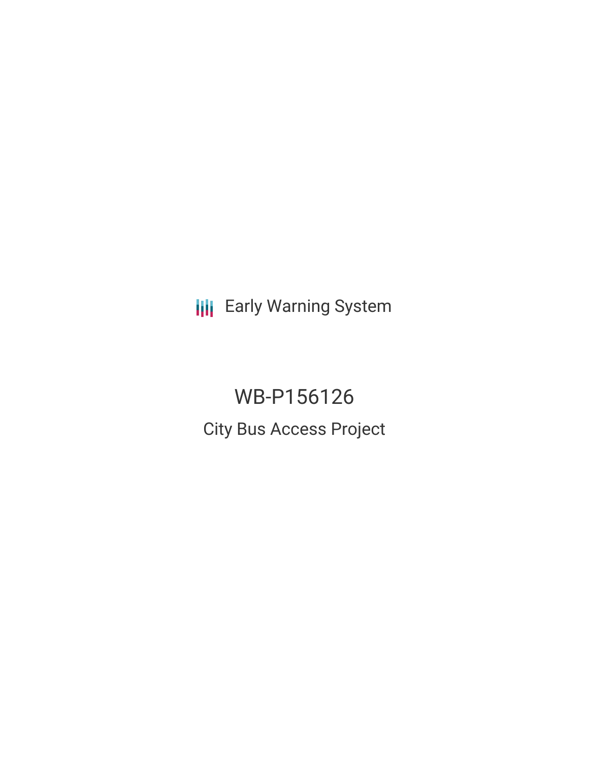Early Warning System

# WB-P156126

## City Bus Access Project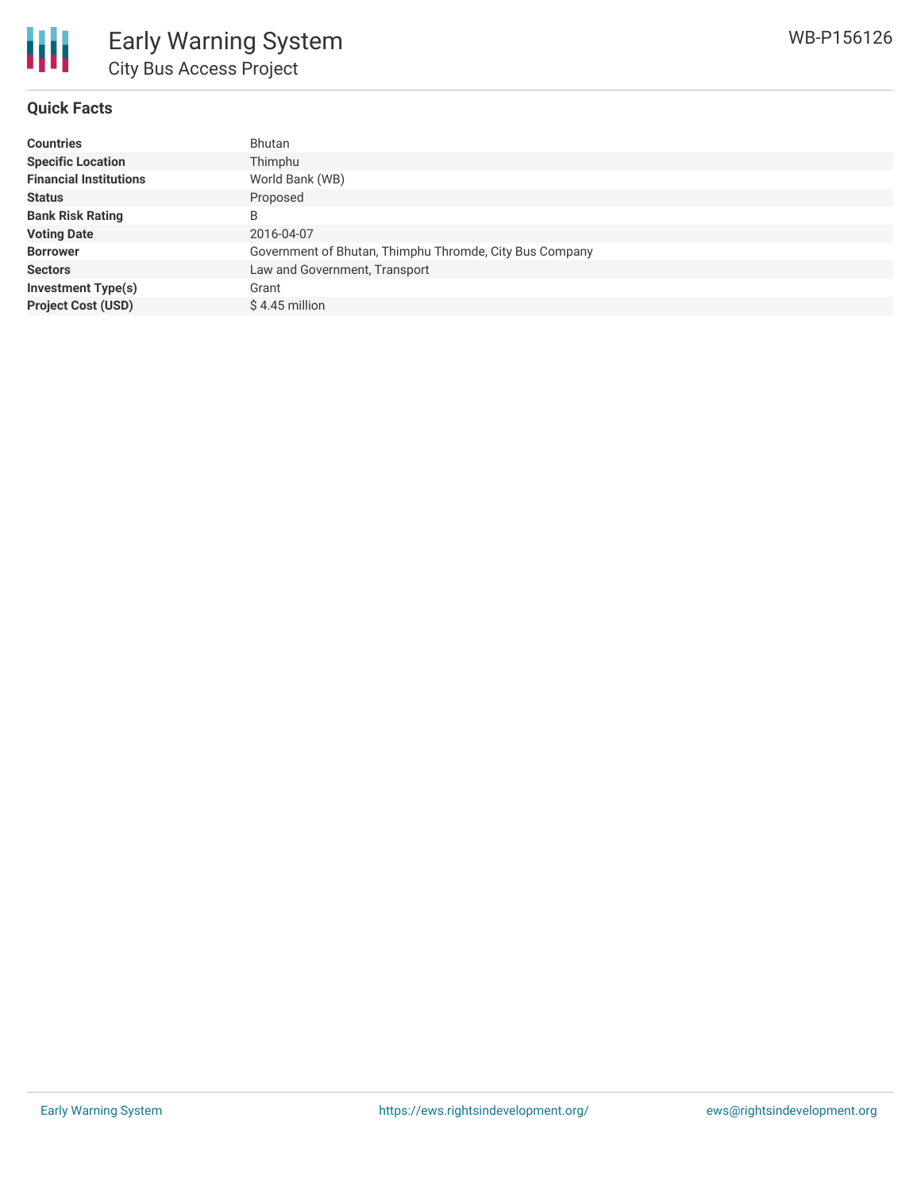# Early Warning System

## City Bus Access Project

WB-P156126

### Quick Facts

| | |
|---|---|
| **Countries** | Bhutan |
| **Specific Location** | Thimphu |
| **Financial Institutions** | World Bank (WB) |
| **Status** | Proposed |
| **Bank Risk Rating** | B |
| **Voting Date** | 2016-04-07 |
| **Borrower** | Government of Bhutan, Thimphu Thromde, City Bus Company |
| **Sectors** | Law and Government, Transport |
| **Investment Type(s)** | Grant |
| **Project Cost (USD)** | $ 4.45 million |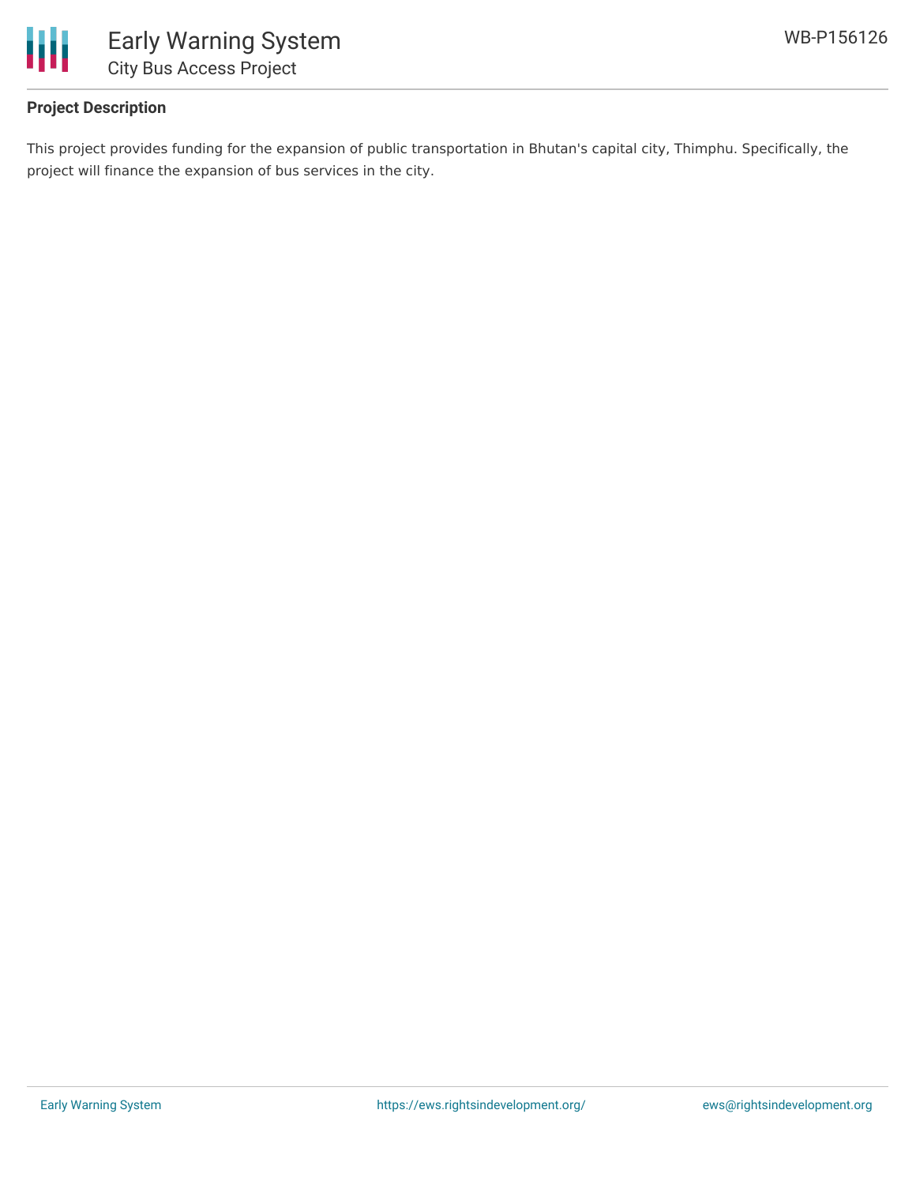## Project Description

This project provides funding for the expansion of public transportation in Bhutan's capital city, Thimphu. Specifically, the project will finance the expansion of bus services in the city.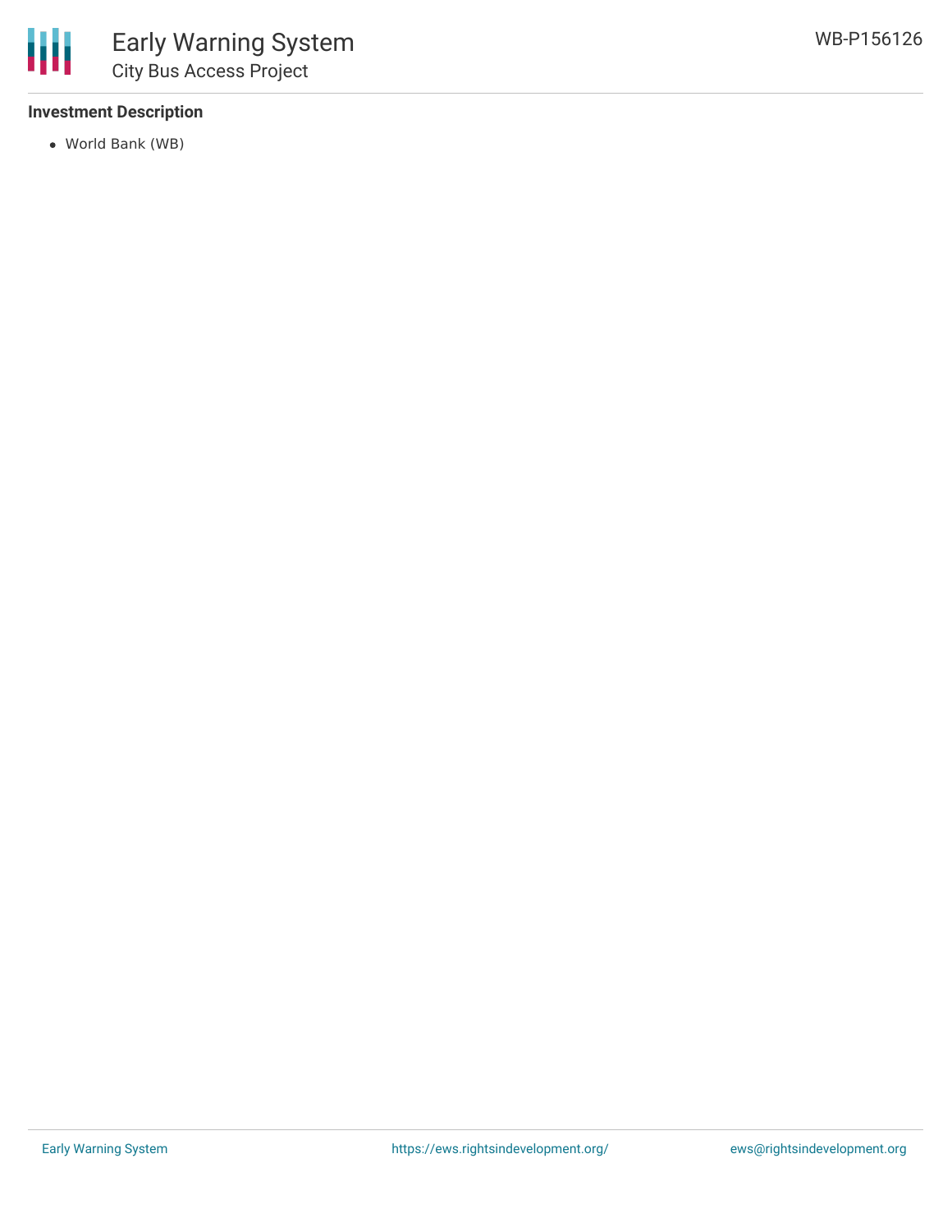## Investment Description

- World Bank (WB)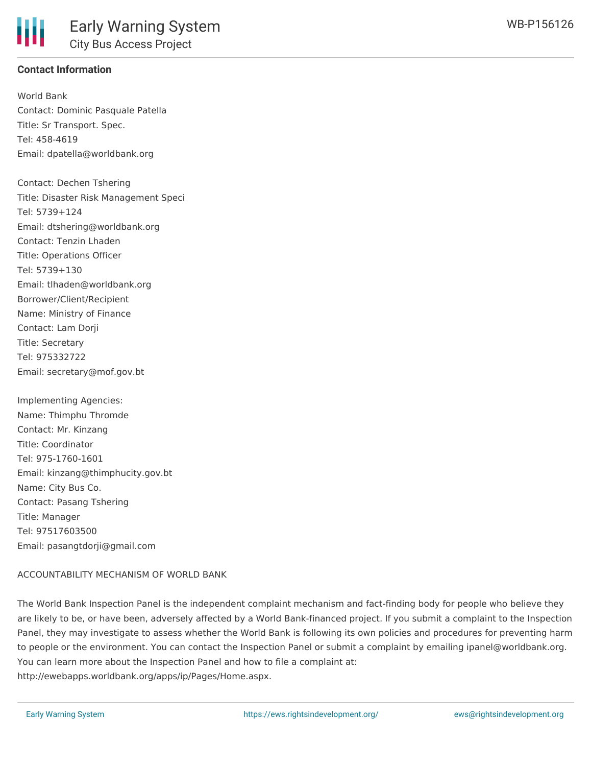**Contact Information**

World Bank
Contact: Dominic Pasquale Patella
Title: Sr Transport. Spec.
Tel: 458-4619
Email: dpatella@worldbank.org

Contact: Dechen Tshering
Title: Disaster Risk Management Speci
Tel: 5739+124
Email: dtshering@worldbank.org
Contact: Tenzin Lhaden
Title: Operations Officer
Tel: 5739+130
Email: tlhaden@worldbank.org
Borrower/Client/Recipient
Name: Ministry of Finance
Contact: Lam Dorji
Title: Secretary
Tel: 975332722
Email: secretary@mof.gov.bt

Implementing Agencies:
Name: Thimphu Thromde
Contact: Mr. Kinzang
Title: Coordinator
Tel: 975-1760-1601
Email: kinzang@thimphucity.gov.bt
Name: City Bus Co.
Contact: Pasang Tshering
Title: Manager
Tel: 97517603500
Email: pasangtdorji@gmail.com

ACCOUNTABILITY MECHANISM OF WORLD BANK

The World Bank Inspection Panel is the independent complaint mechanism and fact-finding body for people who believe they are likely to be, or have been, adversely affected by a World Bank-financed project. If you submit a complaint to the Inspection Panel, they may investigate to assess whether the World Bank is following its own policies and procedures for preventing harm to people or the environment. You can contact the Inspection Panel or submit a complaint by emailing ipanel@worldbank.org. You can learn more about the Inspection Panel and how to file a complaint at: http://ewebapps.worldbank.org/apps/ip/Pages/Home.aspx.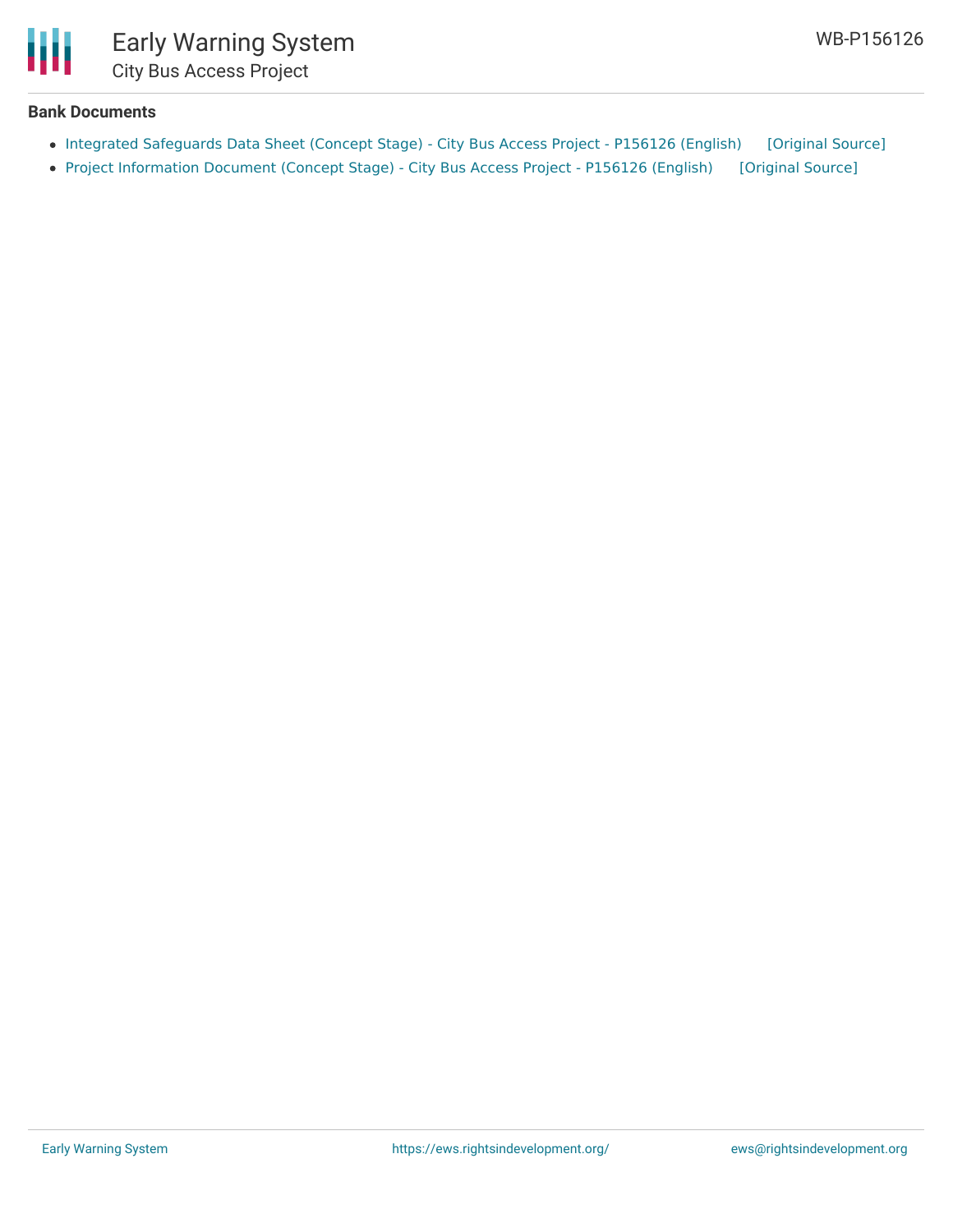## Bank Documents

- Integrated Safeguards Data Sheet (Concept Stage) - City Bus Access Project - P156126 (English) [Original Source]
- Project Information Document (Concept Stage) - City Bus Access Project - P156126 (English) [Original Source]